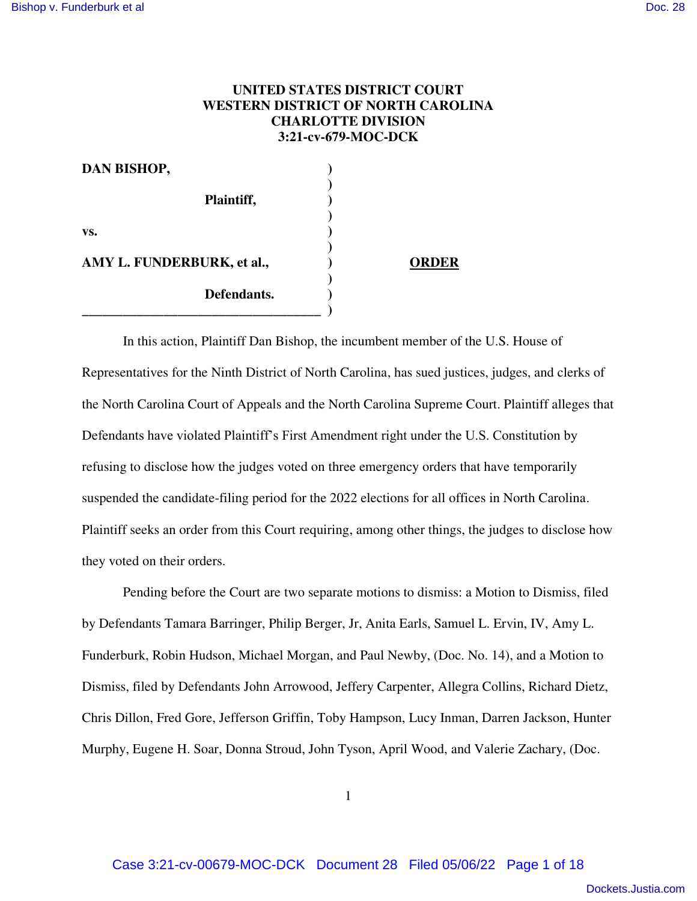**UNITED STATES DISTRICT COURT**
**WESTERN DISTRICT OF NORTH CAROLINA**
**CHARLOTTE DIVISION**
**3:21-cv-679-MOC-DCK**

| | | |
|---|---|---|
| **DAN BISHOP,** | ) | |
| | ) | |
| **Plaintiff,** | ) | |
| | ) | |
| **vs.** | ) | |
| | ) | |
| **AMY L. FUNDERBURK, et al.,** | ) | **ORDER** |
| | ) | |
| **Defendants.** | ) | |
| ___________________________________ | ) | |

In this action, Plaintiff Dan Bishop, the incumbent member of the U.S. House of Representatives for the Ninth District of North Carolina, has sued justices, judges, and clerks of the North Carolina Court of Appeals and the North Carolina Supreme Court. Plaintiff alleges that Defendants have violated Plaintiff's First Amendment right under the U.S. Constitution by refusing to disclose how the judges voted on three emergency orders that have temporarily suspended the candidate-filing period for the 2022 elections for all offices in North Carolina. Plaintiff seeks an order from this Court requiring, among other things, the judges to disclose how they voted on their orders.

Pending before the Court are two separate motions to dismiss: a Motion to Dismiss, filed by Defendants Tamara Barringer, Philip Berger, Jr, Anita Earls, Samuel L. Ervin, IV, Amy L. Funderburk, Robin Hudson, Michael Morgan, and Paul Newby, (Doc. No. 14), and a Motion to Dismiss, filed by Defendants John Arrowood, Jeffery Carpenter, Allegra Collins, Richard Dietz, Chris Dillon, Fred Gore, Jefferson Griffin, Toby Hampson, Lucy Inman, Darren Jackson, Hunter Murphy, Eugene H. Soar, Donna Stroud, John Tyson, April Wood, and Valerie Zachary, (Doc.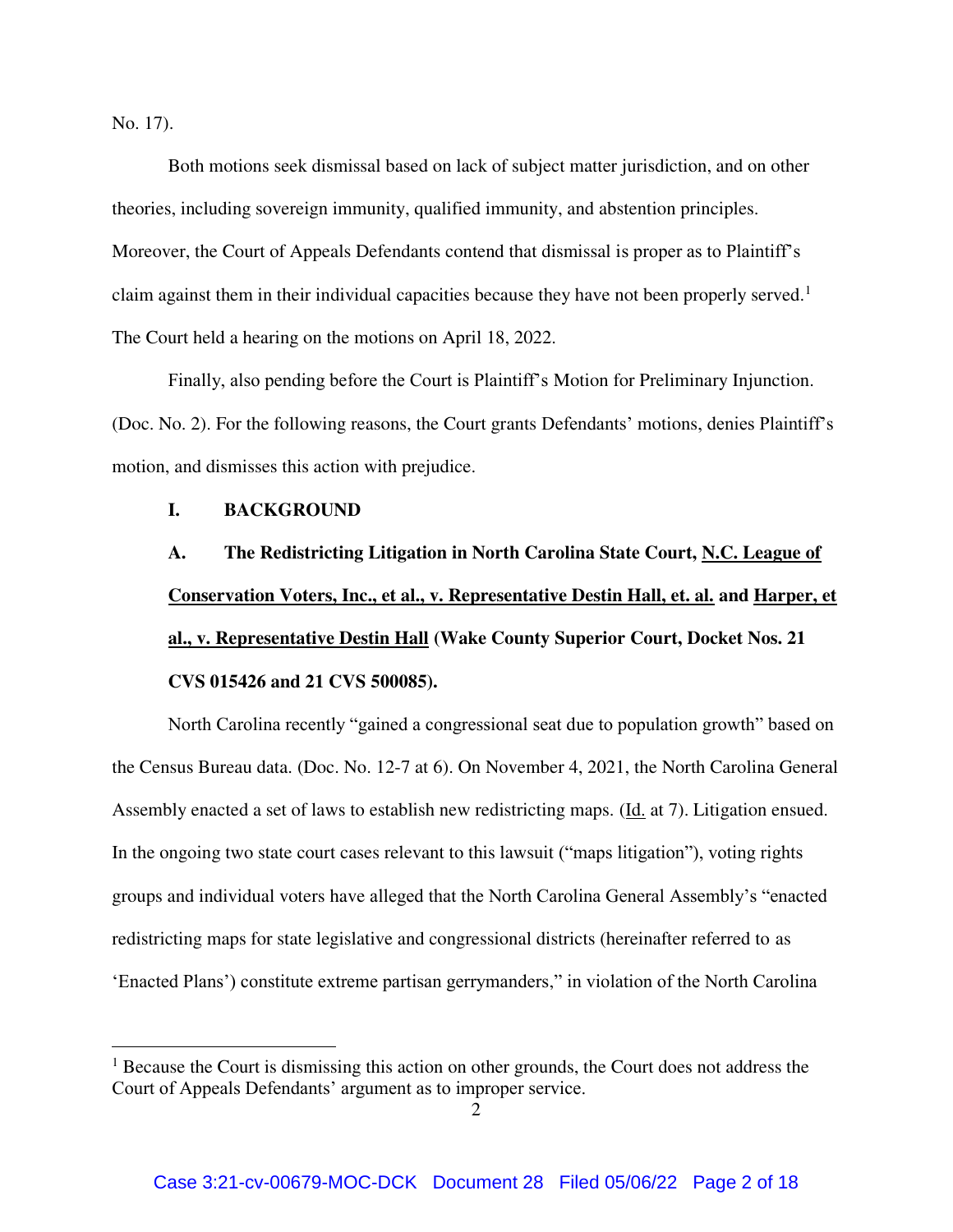No. 17).

Both motions seek dismissal based on lack of subject matter jurisdiction, and on other theories, including sovereign immunity, qualified immunity, and abstention principles. Moreover, the Court of Appeals Defendants contend that dismissal is proper as to Plaintiff's claim against them in their individual capacities because they have not been properly served.[1] The Court held a hearing on the motions on April 18, 2022.

Finally, also pending before the Court is Plaintiff's Motion for Preliminary Injunction. (Doc. No. 2). For the following reasons, the Court grants Defendants' motions, denies Plaintiff's motion, and dismisses this action with prejudice.

## I. BACKGROUND

### A. The Redistricting Litigation in North Carolina State Court, N.C. League of Conservation Voters, Inc., et al., v. Representative Destin Hall, et. al. and Harper, et al., v. Representative Destin Hall (Wake County Superior Court, Docket Nos. 21 CVS 015426 and 21 CVS 500085).

North Carolina recently "gained a congressional seat due to population growth" based on the Census Bureau data. (Doc. No. 12-7 at 6). On November 4, 2021, the North Carolina General Assembly enacted a set of laws to establish new redistricting maps. (Id. at 7). Litigation ensued. In the ongoing two state court cases relevant to this lawsuit ("maps litigation"), voting rights groups and individual voters have alleged that the North Carolina General Assembly's "enacted redistricting maps for state legislative and congressional districts (hereinafter referred to as 'Enacted Plans') constitute extreme partisan gerrymanders," in violation of the North Carolina

[1] Because the Court is dismissing this action on other grounds, the Court does not address the Court of Appeals Defendants' argument as to improper service.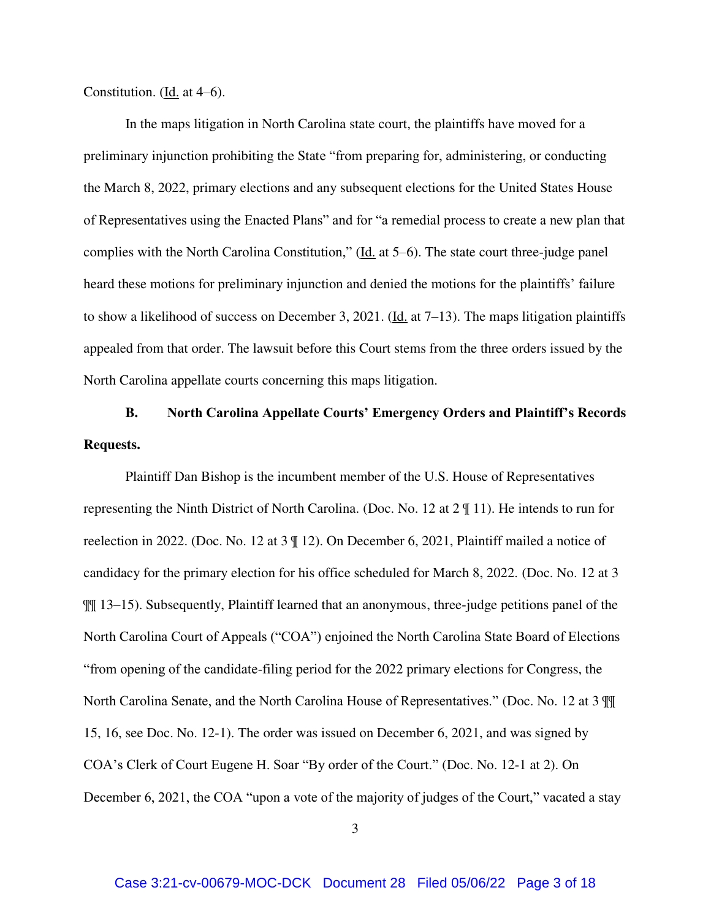Constitution. (Id. at 4–6).

In the maps litigation in North Carolina state court, the plaintiffs have moved for a preliminary injunction prohibiting the State "from preparing for, administering, or conducting the March 8, 2022, primary elections and any subsequent elections for the United States House of Representatives using the Enacted Plans" and for "a remedial process to create a new plan that complies with the North Carolina Constitution," (Id. at 5–6). The state court three-judge panel heard these motions for preliminary injunction and denied the motions for the plaintiffs' failure to show a likelihood of success on December 3, 2021. (Id. at 7–13). The maps litigation plaintiffs appealed from that order. The lawsuit before this Court stems from the three orders issued by the North Carolina appellate courts concerning this maps litigation.

**B. North Carolina Appellate Courts' Emergency Orders and Plaintiff's Records Requests.**

Plaintiff Dan Bishop is the incumbent member of the U.S. House of Representatives representing the Ninth District of North Carolina. (Doc. No. 12 at 2 ¶ 11). He intends to run for reelection in 2022. (Doc. No. 12 at 3 ¶ 12). On December 6, 2021, Plaintiff mailed a notice of candidacy for the primary election for his office scheduled for March 8, 2022. (Doc. No. 12 at 3 ¶¶ 13–15). Subsequently, Plaintiff learned that an anonymous, three-judge petitions panel of the North Carolina Court of Appeals ("COA") enjoined the North Carolina State Board of Elections "from opening of the candidate-filing period for the 2022 primary elections for Congress, the North Carolina Senate, and the North Carolina House of Representatives." (Doc. No. 12 at 3 ¶¶ 15, 16, see Doc. No. 12-1). The order was issued on December 6, 2021, and was signed by COA's Clerk of Court Eugene H. Soar "By order of the Court." (Doc. No. 12-1 at 2). On December 6, 2021, the COA "upon a vote of the majority of judges of the Court," vacated a stay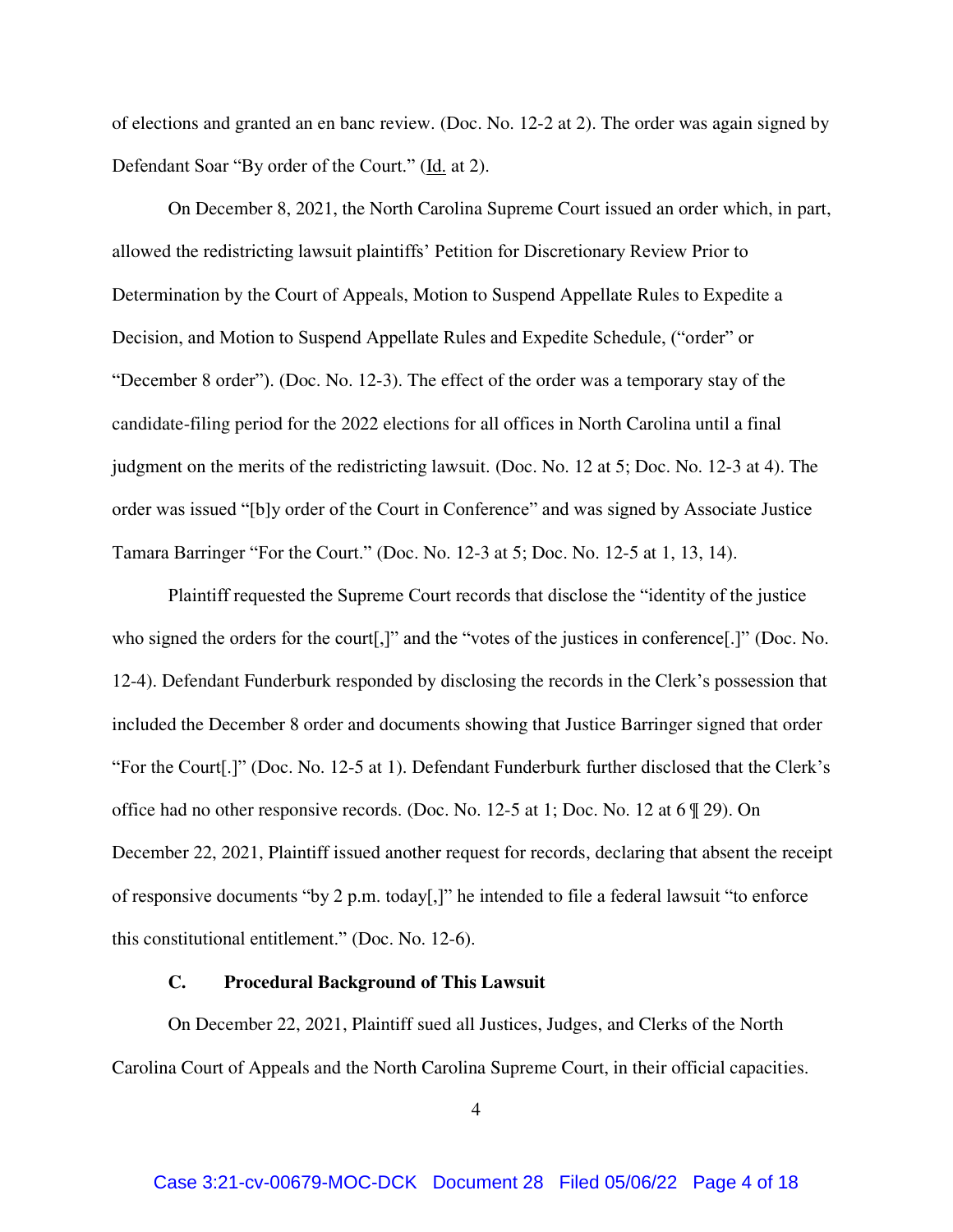of elections and granted an en banc review. (Doc. No. 12-2 at 2). The order was again signed by Defendant Soar "By order of the Court." (Id. at 2).

On December 8, 2021, the North Carolina Supreme Court issued an order which, in part, allowed the redistricting lawsuit plaintiffs' Petition for Discretionary Review Prior to Determination by the Court of Appeals, Motion to Suspend Appellate Rules to Expedite a Decision, and Motion to Suspend Appellate Rules and Expedite Schedule, ("order" or "December 8 order"). (Doc. No. 12-3). The effect of the order was a temporary stay of the candidate-filing period for the 2022 elections for all offices in North Carolina until a final judgment on the merits of the redistricting lawsuit. (Doc. No. 12 at 5; Doc. No. 12-3 at 4). The order was issued "[b]y order of the Court in Conference" and was signed by Associate Justice Tamara Barringer "For the Court." (Doc. No. 12-3 at 5; Doc. No. 12-5 at 1, 13, 14).

Plaintiff requested the Supreme Court records that disclose the "identity of the justice who signed the orders for the court[,]" and the "votes of the justices in conference[.]" (Doc. No. 12-4). Defendant Funderburk responded by disclosing the records in the Clerk's possession that included the December 8 order and documents showing that Justice Barringer signed that order "For the Court[.]" (Doc. No. 12-5 at 1). Defendant Funderburk further disclosed that the Clerk's office had no other responsive records. (Doc. No. 12-5 at 1; Doc. No. 12 at 6 ¶ 29). On December 22, 2021, Plaintiff issued another request for records, declaring that absent the receipt of responsive documents "by 2 p.m. today[,]" he intended to file a federal lawsuit "to enforce this constitutional entitlement." (Doc. No. 12-6).

### C. Procedural Background of This Lawsuit

On December 22, 2021, Plaintiff sued all Justices, Judges, and Clerks of the North Carolina Court of Appeals and the North Carolina Supreme Court, in their official capacities.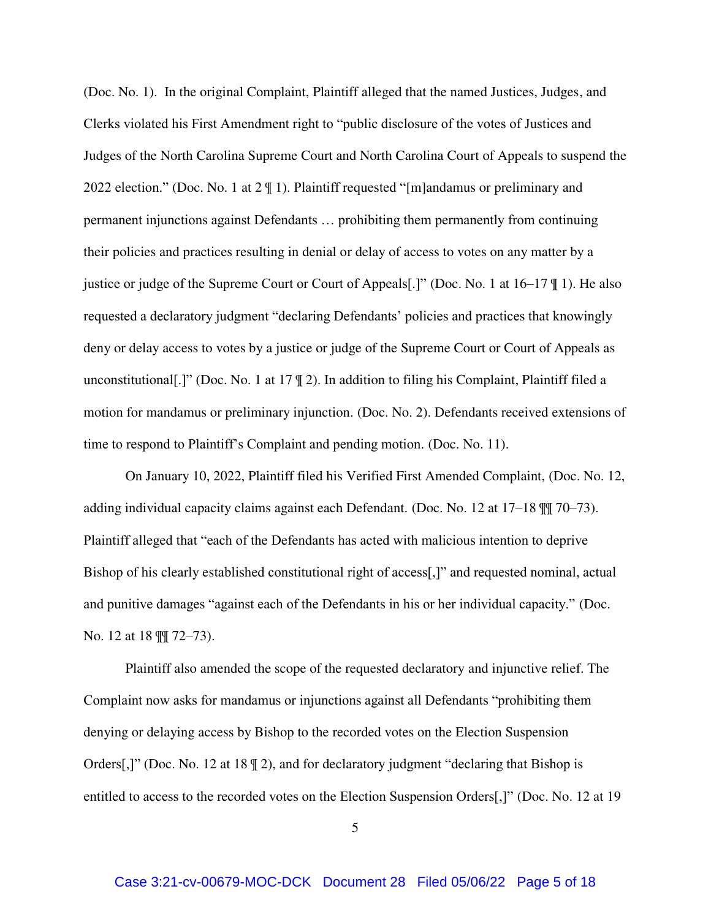(Doc. No. 1). In the original Complaint, Plaintiff alleged that the named Justices, Judges, and Clerks violated his First Amendment right to "public disclosure of the votes of Justices and Judges of the North Carolina Supreme Court and North Carolina Court of Appeals to suspend the 2022 election." (Doc. No. 1 at 2 ¶ 1). Plaintiff requested "[m]andamus or preliminary and permanent injunctions against Defendants … prohibiting them permanently from continuing their policies and practices resulting in denial or delay of access to votes on any matter by a justice or judge of the Supreme Court or Court of Appeals[.]" (Doc. No. 1 at 16–17 ¶ 1). He also requested a declaratory judgment "declaring Defendants' policies and practices that knowingly deny or delay access to votes by a justice or judge of the Supreme Court or Court of Appeals as unconstitutional[.]" (Doc. No. 1 at 17 ¶ 2). In addition to filing his Complaint, Plaintiff filed a motion for mandamus or preliminary injunction. (Doc. No. 2). Defendants received extensions of time to respond to Plaintiff's Complaint and pending motion. (Doc. No. 11).

On January 10, 2022, Plaintiff filed his Verified First Amended Complaint, (Doc. No. 12, adding individual capacity claims against each Defendant. (Doc. No. 12 at 17–18 ¶¶ 70–73). Plaintiff alleged that "each of the Defendants has acted with malicious intention to deprive Bishop of his clearly established constitutional right of access[,]" and requested nominal, actual and punitive damages "against each of the Defendants in his or her individual capacity." (Doc. No. 12 at 18 ¶¶ 72–73).

Plaintiff also amended the scope of the requested declaratory and injunctive relief. The Complaint now asks for mandamus or injunctions against all Defendants "prohibiting them denying or delaying access by Bishop to the recorded votes on the Election Suspension Orders[,]" (Doc. No. 12 at 18 ¶ 2), and for declaratory judgment "declaring that Bishop is entitled to access to the recorded votes on the Election Suspension Orders[,]" (Doc. No. 12 at 19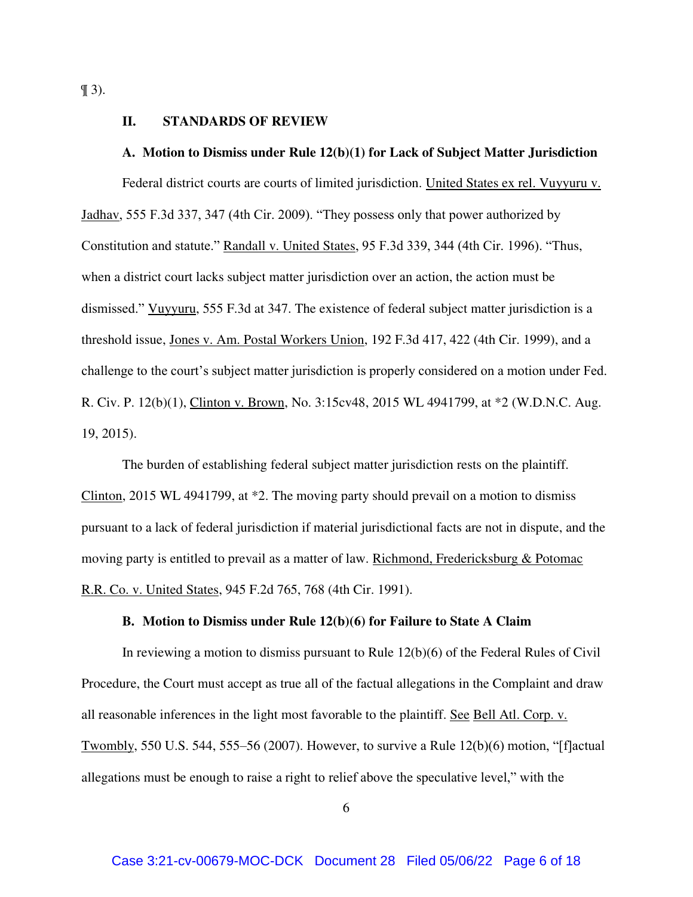¶ 3).

## II. STANDARDS OF REVIEW

### A. Motion to Dismiss under Rule 12(b)(1) for Lack of Subject Matter Jurisdiction

Federal district courts are courts of limited jurisdiction. United States ex rel. Vuyyuru v. Jadhav, 555 F.3d 337, 347 (4th Cir. 2009). "They possess only that power authorized by Constitution and statute." Randall v. United States, 95 F.3d 339, 344 (4th Cir. 1996). "Thus, when a district court lacks subject matter jurisdiction over an action, the action must be dismissed." Vuyyuru, 555 F.3d at 347. The existence of federal subject matter jurisdiction is a threshold issue, Jones v. Am. Postal Workers Union, 192 F.3d 417, 422 (4th Cir. 1999), and a challenge to the court's subject matter jurisdiction is properly considered on a motion under Fed. R. Civ. P. 12(b)(1), Clinton v. Brown, No. 3:15cv48, 2015 WL 4941799, at *2 (W.D.N.C. Aug. 19, 2015).

The burden of establishing federal subject matter jurisdiction rests on the plaintiff. Clinton, 2015 WL 4941799, at *2. The moving party should prevail on a motion to dismiss pursuant to a lack of federal jurisdiction if material jurisdictional facts are not in dispute, and the moving party is entitled to prevail as a matter of law. Richmond, Fredericksburg & Potomac R.R. Co. v. United States, 945 F.2d 765, 768 (4th Cir. 1991).

### B. Motion to Dismiss under Rule 12(b)(6) for Failure to State A Claim

In reviewing a motion to dismiss pursuant to Rule 12(b)(6) of the Federal Rules of Civil Procedure, the Court must accept as true all of the factual allegations in the Complaint and draw all reasonable inferences in the light most favorable to the plaintiff. See Bell Atl. Corp. v. Twombly, 550 U.S. 544, 555–56 (2007). However, to survive a Rule 12(b)(6) motion, "[f]actual allegations must be enough to raise a right to relief above the speculative level," with the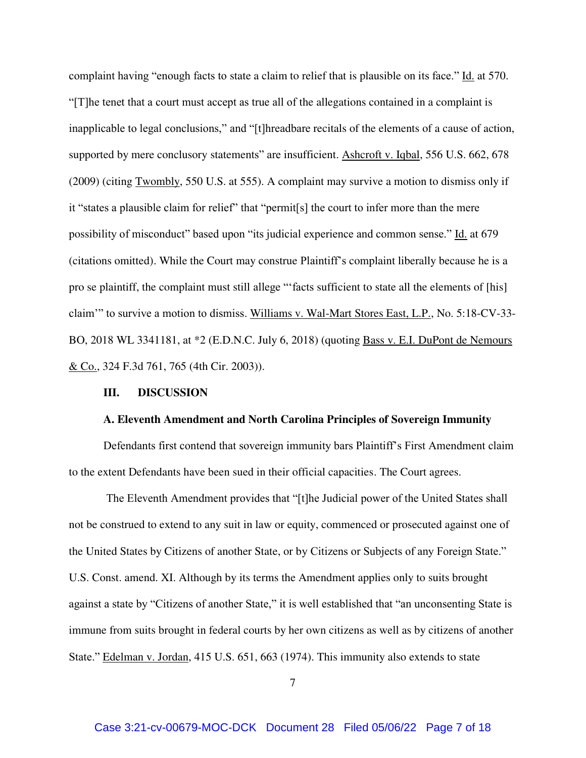complaint having "enough facts to state a claim to relief that is plausible on its face." Id. at 570. "[T]he tenet that a court must accept as true all of the allegations contained in a complaint is inapplicable to legal conclusions," and "[t]hreadbare recitals of the elements of a cause of action, supported by mere conclusory statements" are insufficient. Ashcroft v. Iqbal, 556 U.S. 662, 678 (2009) (citing Twombly, 550 U.S. at 555). A complaint may survive a motion to dismiss only if it "states a plausible claim for relief" that "permit[s] the court to infer more than the mere possibility of misconduct" based upon "its judicial experience and common sense." Id. at 679 (citations omitted). While the Court may construe Plaintiff's complaint liberally because he is a pro se plaintiff, the complaint must still allege "'facts sufficient to state all the elements of [his] claim'" to survive a motion to dismiss. Williams v. Wal-Mart Stores East, L.P., No. 5:18-CV-33-BO, 2018 WL 3341181, at *2 (E.D.N.C. July 6, 2018) (quoting Bass v. E.I. DuPont de Nemours & Co., 324 F.3d 761, 765 (4th Cir. 2003)).

## III. DISCUSSION

### A. Eleventh Amendment and North Carolina Principles of Sovereign Immunity

Defendants first contend that sovereign immunity bars Plaintiff's First Amendment claim to the extent Defendants have been sued in their official capacities. The Court agrees.

The Eleventh Amendment provides that "[t]he Judicial power of the United States shall not be construed to extend to any suit in law or equity, commenced or prosecuted against one of the United States by Citizens of another State, or by Citizens or Subjects of any Foreign State." U.S. Const. amend. XI. Although by its terms the Amendment applies only to suits brought against a state by "Citizens of another State," it is well established that "an unconsenting State is immune from suits brought in federal courts by her own citizens as well as by citizens of another State." Edelman v. Jordan, 415 U.S. 651, 663 (1974). This immunity also extends to state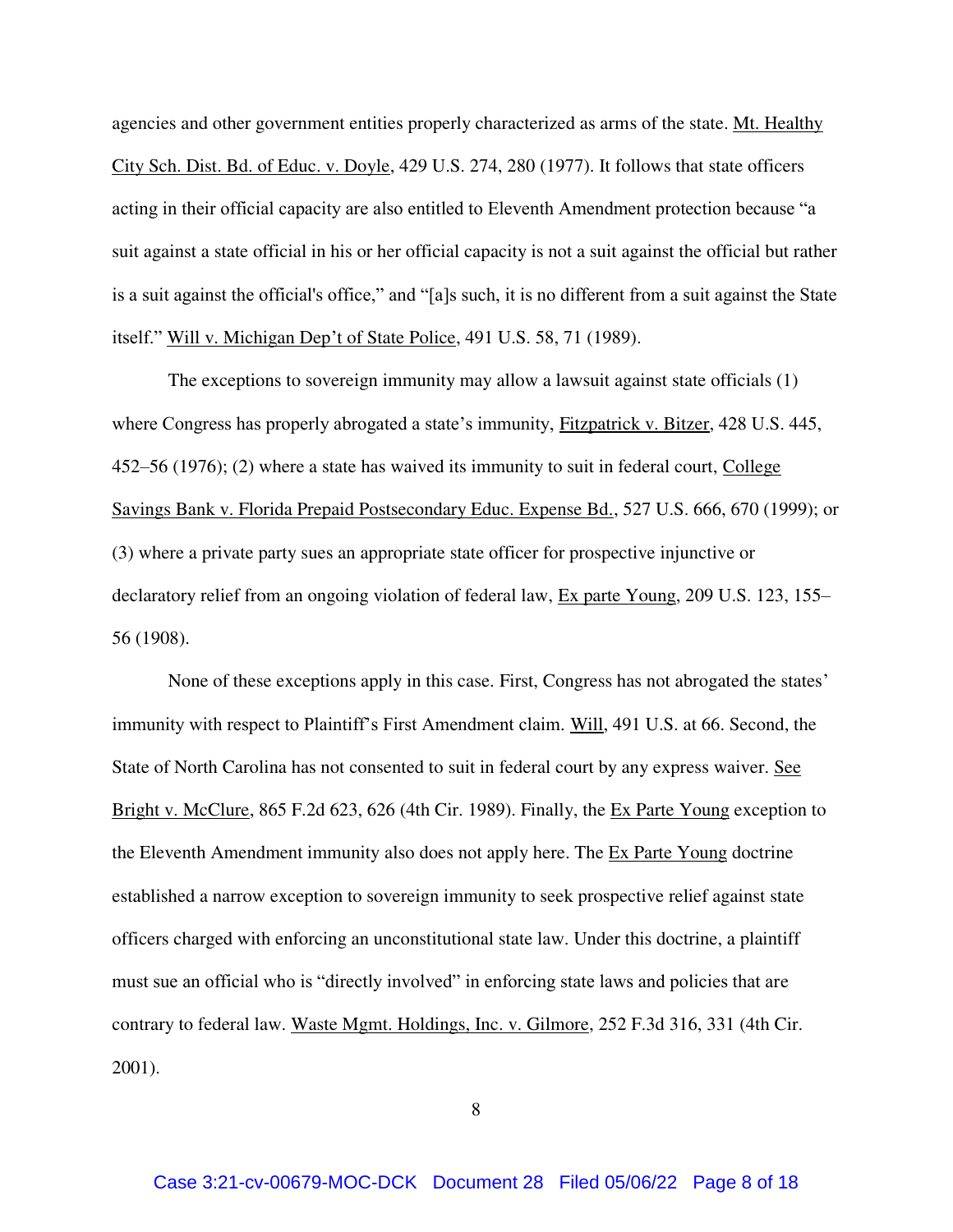agencies and other government entities properly characterized as arms of the state. Mt. Healthy City Sch. Dist. Bd. of Educ. v. Doyle, 429 U.S. 274, 280 (1977). It follows that state officers acting in their official capacity are also entitled to Eleventh Amendment protection because "a suit against a state official in his or her official capacity is not a suit against the official but rather is a suit against the official's office," and "[a]s such, it is no different from a suit against the State itself." Will v. Michigan Dep't of State Police, 491 U.S. 58, 71 (1989).

The exceptions to sovereign immunity may allow a lawsuit against state officials (1) where Congress has properly abrogated a state's immunity, Fitzpatrick v. Bitzer, 428 U.S. 445, 452–56 (1976); (2) where a state has waived its immunity to suit in federal court, College Savings Bank v. Florida Prepaid Postsecondary Educ. Expense Bd., 527 U.S. 666, 670 (1999); or (3) where a private party sues an appropriate state officer for prospective injunctive or declaratory relief from an ongoing violation of federal law, Ex parte Young, 209 U.S. 123, 155–56 (1908).

None of these exceptions apply in this case. First, Congress has not abrogated the states' immunity with respect to Plaintiff's First Amendment claim. Will, 491 U.S. at 66. Second, the State of North Carolina has not consented to suit in federal court by any express waiver. See Bright v. McClure, 865 F.2d 623, 626 (4th Cir. 1989). Finally, the Ex Parte Young exception to the Eleventh Amendment immunity also does not apply here. The Ex Parte Young doctrine established a narrow exception to sovereign immunity to seek prospective relief against state officers charged with enforcing an unconstitutional state law. Under this doctrine, a plaintiff must sue an official who is "directly involved" in enforcing state laws and policies that are contrary to federal law. Waste Mgmt. Holdings, Inc. v. Gilmore, 252 F.3d 316, 331 (4th Cir. 2001).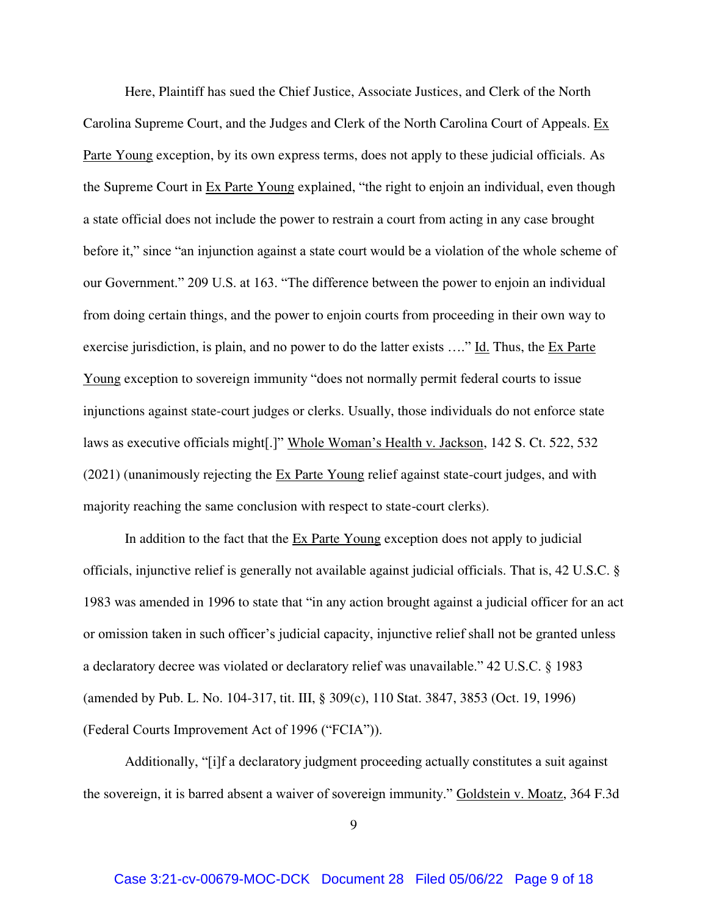Here, Plaintiff has sued the Chief Justice, Associate Justices, and Clerk of the North Carolina Supreme Court, and the Judges and Clerk of the North Carolina Court of Appeals. Ex Parte Young exception, by its own express terms, does not apply to these judicial officials. As the Supreme Court in Ex Parte Young explained, "the right to enjoin an individual, even though a state official does not include the power to restrain a court from acting in any case brought before it," since "an injunction against a state court would be a violation of the whole scheme of our Government." 209 U.S. at 163. "The difference between the power to enjoin an individual from doing certain things, and the power to enjoin courts from proceeding in their own way to exercise jurisdiction, is plain, and no power to do the latter exists …." Id. Thus, the Ex Parte Young exception to sovereign immunity "does not normally permit federal courts to issue injunctions against state-court judges or clerks. Usually, those individuals do not enforce state laws as executive officials might[.]" Whole Woman's Health v. Jackson, 142 S. Ct. 522, 532 (2021) (unanimously rejecting the Ex Parte Young relief against state-court judges, and with majority reaching the same conclusion with respect to state-court clerks).

In addition to the fact that the Ex Parte Young exception does not apply to judicial officials, injunctive relief is generally not available against judicial officials. That is, 42 U.S.C. § 1983 was amended in 1996 to state that "in any action brought against a judicial officer for an act or omission taken in such officer's judicial capacity, injunctive relief shall not be granted unless a declaratory decree was violated or declaratory relief was unavailable." 42 U.S.C. § 1983 (amended by Pub. L. No. 104-317, tit. III, § 309(c), 110 Stat. 3847, 3853 (Oct. 19, 1996) (Federal Courts Improvement Act of 1996 ("FCIA")).

Additionally, "[i]f a declaratory judgment proceeding actually constitutes a suit against the sovereign, it is barred absent a waiver of sovereign immunity." Goldstein v. Moatz, 364 F.3d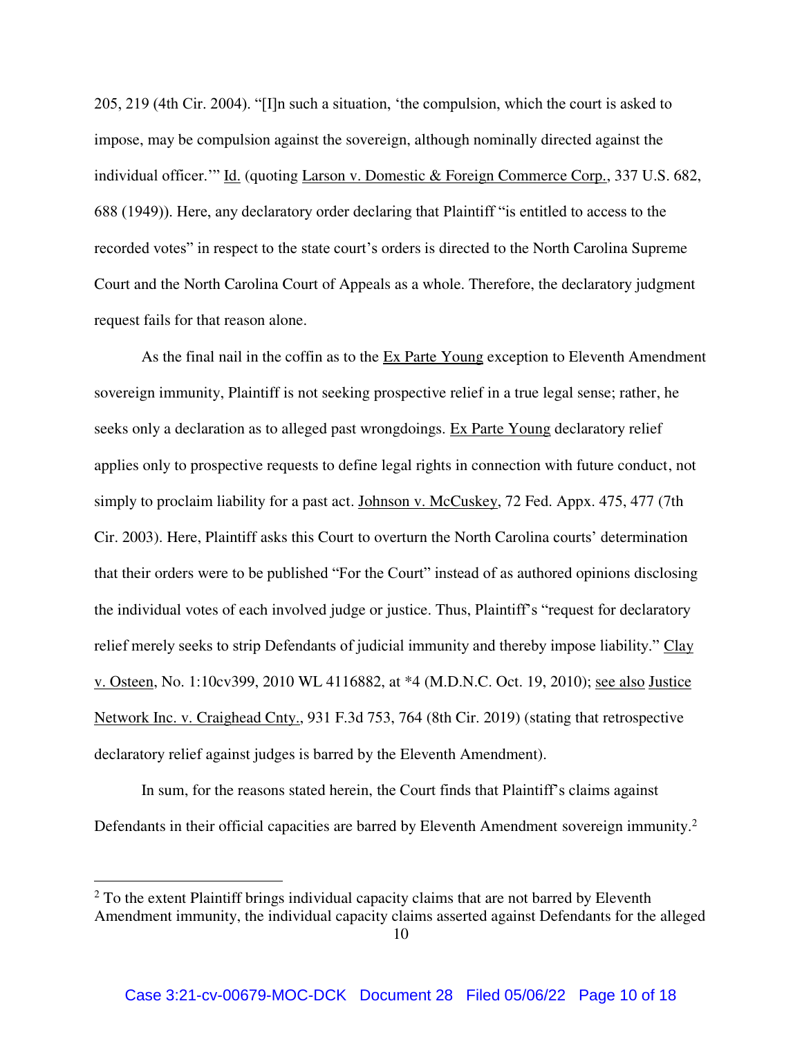205, 219 (4th Cir. 2004). "[I]n such a situation, 'the compulsion, which the court is asked to impose, may be compulsion against the sovereign, although nominally directed against the individual officer.'" Id. (quoting Larson v. Domestic & Foreign Commerce Corp., 337 U.S. 682, 688 (1949)). Here, any declaratory order declaring that Plaintiff "is entitled to access to the recorded votes" in respect to the state court's orders is directed to the North Carolina Supreme Court and the North Carolina Court of Appeals as a whole. Therefore, the declaratory judgment request fails for that reason alone.

As the final nail in the coffin as to the Ex Parte Young exception to Eleventh Amendment sovereign immunity, Plaintiff is not seeking prospective relief in a true legal sense; rather, he seeks only a declaration as to alleged past wrongdoings. Ex Parte Young declaratory relief applies only to prospective requests to define legal rights in connection with future conduct, not simply to proclaim liability for a past act. Johnson v. McCuskey, 72 Fed. Appx. 475, 477 (7th Cir. 2003). Here, Plaintiff asks this Court to overturn the North Carolina courts' determination that their orders were to be published "For the Court" instead of as authored opinions disclosing the individual votes of each involved judge or justice. Thus, Plaintiff's "request for declaratory relief merely seeks to strip Defendants of judicial immunity and thereby impose liability." Clay v. Osteen, No. 1:10cv399, 2010 WL 4116882, at *4 (M.D.N.C. Oct. 19, 2010); see also Justice Network Inc. v. Craighead Cnty., 931 F.3d 753, 764 (8th Cir. 2019) (stating that retrospective declaratory relief against judges is barred by the Eleventh Amendment).

In sum, for the reasons stated herein, the Court finds that Plaintiff's claims against Defendants in their official capacities are barred by Eleventh Amendment sovereign immunity.[2]

---

[2] To the extent Plaintiff brings individual capacity claims that are not barred by Eleventh Amendment immunity, the individual capacity claims asserted against Defendants for the alleged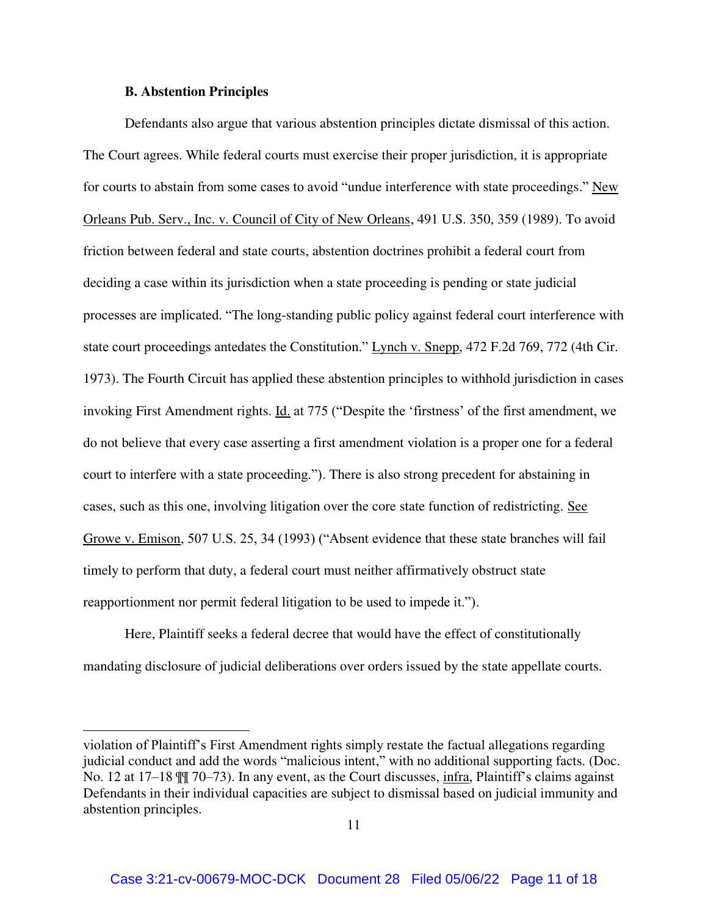### B. Abstention Principles

Defendants also argue that various abstention principles dictate dismissal of this action. The Court agrees. While federal courts must exercise their proper jurisdiction, it is appropriate for courts to abstain from some cases to avoid "undue interference with state proceedings." New Orleans Pub. Serv., Inc. v. Council of City of New Orleans, 491 U.S. 350, 359 (1989). To avoid friction between federal and state courts, abstention doctrines prohibit a federal court from deciding a case within its jurisdiction when a state proceeding is pending or state judicial processes are implicated. "The long-standing public policy against federal court interference with state court proceedings antedates the Constitution." Lynch v. Snepp, 472 F.2d 769, 772 (4th Cir. 1973). The Fourth Circuit has applied these abstention principles to withhold jurisdiction in cases invoking First Amendment rights. Id. at 775 ("Despite the 'firstness' of the first amendment, we do not believe that every case asserting a first amendment violation is a proper one for a federal court to interfere with a state proceeding."). There is also strong precedent for abstaining in cases, such as this one, involving litigation over the core state function of redistricting. See Growe v. Emison, 507 U.S. 25, 34 (1993) ("Absent evidence that these state branches will fail timely to perform that duty, a federal court must neither affirmatively obstruct state reapportionment nor permit federal litigation to be used to impede it.").

Here, Plaintiff seeks a federal decree that would have the effect of constitutionally mandating disclosure of judicial deliberations over orders issued by the state appellate courts.

---

violation of Plaintiff's First Amendment rights simply restate the factual allegations regarding judicial conduct and add the words "malicious intent," with no additional supporting facts. (Doc. No. 12 at 17–18 ¶¶ 70–73). In any event, as the Court discusses, infra, Plaintiff's claims against Defendants in their individual capacities are subject to dismissal based on judicial immunity and abstention principles.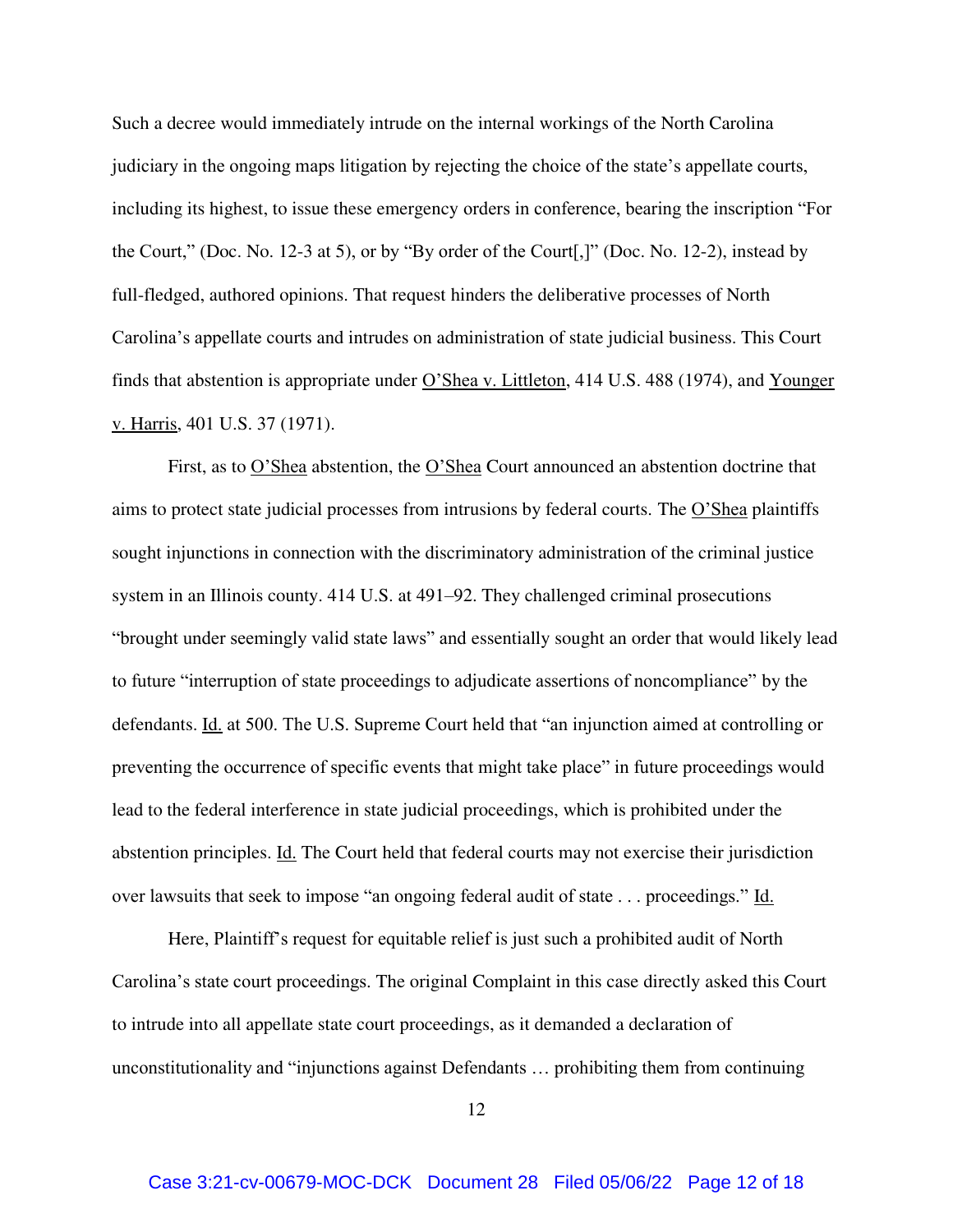Such a decree would immediately intrude on the internal workings of the North Carolina judiciary in the ongoing maps litigation by rejecting the choice of the state's appellate courts, including its highest, to issue these emergency orders in conference, bearing the inscription "For the Court," (Doc. No. 12-3 at 5), or by "By order of the Court[,]" (Doc. No. 12-2), instead by full-fledged, authored opinions. That request hinders the deliberative processes of North Carolina's appellate courts and intrudes on administration of state judicial business. This Court finds that abstention is appropriate under O'Shea v. Littleton, 414 U.S. 488 (1974), and Younger v. Harris, 401 U.S. 37 (1971).

First, as to O'Shea abstention, the O'Shea Court announced an abstention doctrine that aims to protect state judicial processes from intrusions by federal courts. The O'Shea plaintiffs sought injunctions in connection with the discriminatory administration of the criminal justice system in an Illinois county. 414 U.S. at 491–92. They challenged criminal prosecutions "brought under seemingly valid state laws" and essentially sought an order that would likely lead to future "interruption of state proceedings to adjudicate assertions of noncompliance" by the defendants. Id. at 500. The U.S. Supreme Court held that "an injunction aimed at controlling or preventing the occurrence of specific events that might take place" in future proceedings would lead to the federal interference in state judicial proceedings, which is prohibited under the abstention principles. Id. The Court held that federal courts may not exercise their jurisdiction over lawsuits that seek to impose "an ongoing federal audit of state . . . proceedings." Id.

Here, Plaintiff's request for equitable relief is just such a prohibited audit of North Carolina's state court proceedings. The original Complaint in this case directly asked this Court to intrude into all appellate state court proceedings, as it demanded a declaration of unconstitutionality and "injunctions against Defendants … prohibiting them from continuing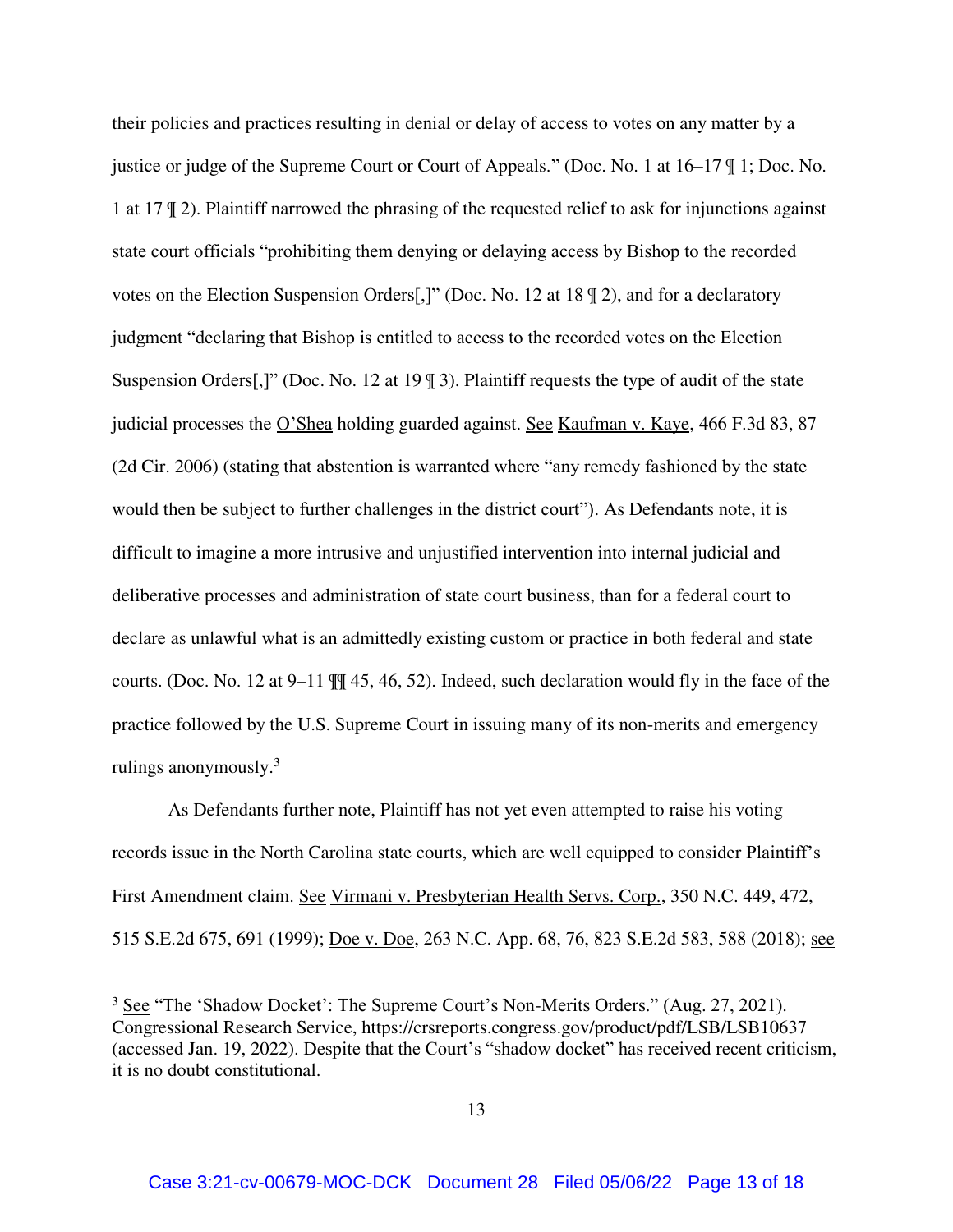their policies and practices resulting in denial or delay of access to votes on any matter by a justice or judge of the Supreme Court or Court of Appeals." (Doc. No. 1 at 16–17 ¶ 1; Doc. No. 1 at 17 ¶ 2). Plaintiff narrowed the phrasing of the requested relief to ask for injunctions against state court officials "prohibiting them denying or delaying access by Bishop to the recorded votes on the Election Suspension Orders[,]" (Doc. No. 12 at 18 ¶ 2), and for a declaratory judgment "declaring that Bishop is entitled to access to the recorded votes on the Election Suspension Orders[,]" (Doc. No. 12 at 19 ¶ 3). Plaintiff requests the type of audit of the state judicial processes the O'Shea holding guarded against. See Kaufman v. Kaye, 466 F.3d 83, 87 (2d Cir. 2006) (stating that abstention is warranted where "any remedy fashioned by the state would then be subject to further challenges in the district court"). As Defendants note, it is difficult to imagine a more intrusive and unjustified intervention into internal judicial and deliberative processes and administration of state court business, than for a federal court to declare as unlawful what is an admittedly existing custom or practice in both federal and state courts. (Doc. No. 12 at 9–11 ¶¶ 45, 46, 52). Indeed, such declaration would fly in the face of the practice followed by the U.S. Supreme Court in issuing many of its non-merits and emergency rulings anonymously.[3]

As Defendants further note, Plaintiff has not yet even attempted to raise his voting records issue in the North Carolina state courts, which are well equipped to consider Plaintiff's First Amendment claim. See Virmani v. Presbyterian Health Servs. Corp., 350 N.C. 449, 472, 515 S.E.2d 675, 691 (1999); Doe v. Doe, 263 N.C. App. 68, 76, 823 S.E.2d 583, 588 (2018); see

---

[3] See "The 'Shadow Docket': The Supreme Court's Non-Merits Orders." (Aug. 27, 2021). Congressional Research Service, https://crsreports.congress.gov/product/pdf/LSB/LSB10637 (accessed Jan. 19, 2022). Despite that the Court's "shadow docket" has received recent criticism, it is no doubt constitutional.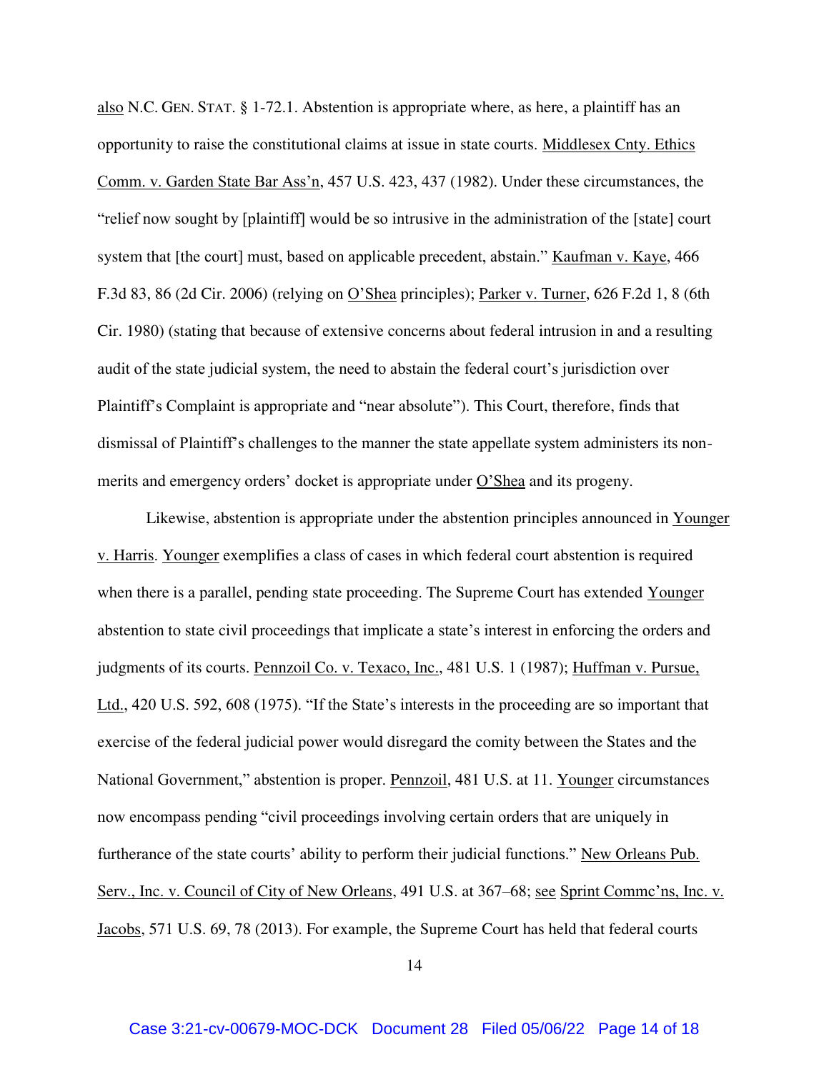also N.C. GEN. STAT. § 1-72.1. Abstention is appropriate where, as here, a plaintiff has an opportunity to raise the constitutional claims at issue in state courts. Middlesex Cnty. Ethics Comm. v. Garden State Bar Ass'n, 457 U.S. 423, 437 (1982). Under these circumstances, the "relief now sought by [plaintiff] would be so intrusive in the administration of the [state] court system that [the court] must, based on applicable precedent, abstain." Kaufman v. Kaye, 466 F.3d 83, 86 (2d Cir. 2006) (relying on O'Shea principles); Parker v. Turner, 626 F.2d 1, 8 (6th Cir. 1980) (stating that because of extensive concerns about federal intrusion in and a resulting audit of the state judicial system, the need to abstain the federal court's jurisdiction over Plaintiff's Complaint is appropriate and "near absolute"). This Court, therefore, finds that dismissal of Plaintiff's challenges to the manner the state appellate system administers its non-merits and emergency orders' docket is appropriate under O'Shea and its progeny.

Likewise, abstention is appropriate under the abstention principles announced in Younger v. Harris. Younger exemplifies a class of cases in which federal court abstention is required when there is a parallel, pending state proceeding. The Supreme Court has extended Younger abstention to state civil proceedings that implicate a state's interest in enforcing the orders and judgments of its courts. Pennzoil Co. v. Texaco, Inc., 481 U.S. 1 (1987); Huffman v. Pursue, Ltd., 420 U.S. 592, 608 (1975). "If the State's interests in the proceeding are so important that exercise of the federal judicial power would disregard the comity between the States and the National Government," abstention is proper. Pennzoil, 481 U.S. at 11. Younger circumstances now encompass pending "civil proceedings involving certain orders that are uniquely in furtherance of the state courts' ability to perform their judicial functions." New Orleans Pub. Serv., Inc. v. Council of City of New Orleans, 491 U.S. at 367–68; see Sprint Commc'ns, Inc. v. Jacobs, 571 U.S. 69, 78 (2013). For example, the Supreme Court has held that federal courts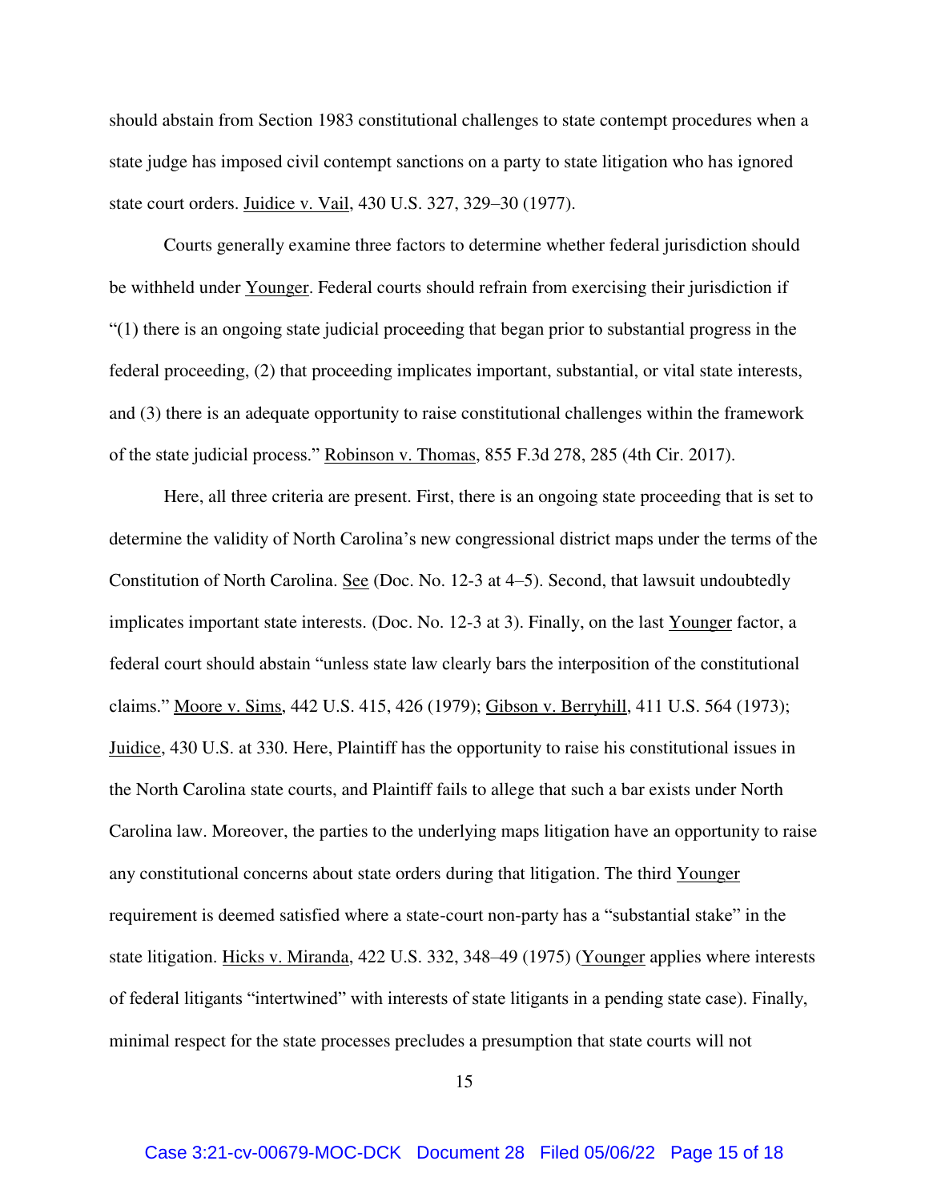should abstain from Section 1983 constitutional challenges to state contempt procedures when a state judge has imposed civil contempt sanctions on a party to state litigation who has ignored state court orders. Juidice v. Vail, 430 U.S. 327, 329–30 (1977).

Courts generally examine three factors to determine whether federal jurisdiction should be withheld under Younger. Federal courts should refrain from exercising their jurisdiction if "(1) there is an ongoing state judicial proceeding that began prior to substantial progress in the federal proceeding, (2) that proceeding implicates important, substantial, or vital state interests, and (3) there is an adequate opportunity to raise constitutional challenges within the framework of the state judicial process." Robinson v. Thomas, 855 F.3d 278, 285 (4th Cir. 2017).

Here, all three criteria are present. First, there is an ongoing state proceeding that is set to determine the validity of North Carolina's new congressional district maps under the terms of the Constitution of North Carolina. See (Doc. No. 12-3 at 4–5). Second, that lawsuit undoubtedly implicates important state interests. (Doc. No. 12-3 at 3). Finally, on the last Younger factor, a federal court should abstain "unless state law clearly bars the interposition of the constitutional claims." Moore v. Sims, 442 U.S. 415, 426 (1979); Gibson v. Berryhill, 411 U.S. 564 (1973); Juidice, 430 U.S. at 330. Here, Plaintiff has the opportunity to raise his constitutional issues in the North Carolina state courts, and Plaintiff fails to allege that such a bar exists under North Carolina law. Moreover, the parties to the underlying maps litigation have an opportunity to raise any constitutional concerns about state orders during that litigation. The third Younger requirement is deemed satisfied where a state-court non-party has a "substantial stake" in the state litigation. Hicks v. Miranda, 422 U.S. 332, 348–49 (1975) (Younger applies where interests of federal litigants "intertwined" with interests of state litigants in a pending state case). Finally, minimal respect for the state processes precludes a presumption that state courts will not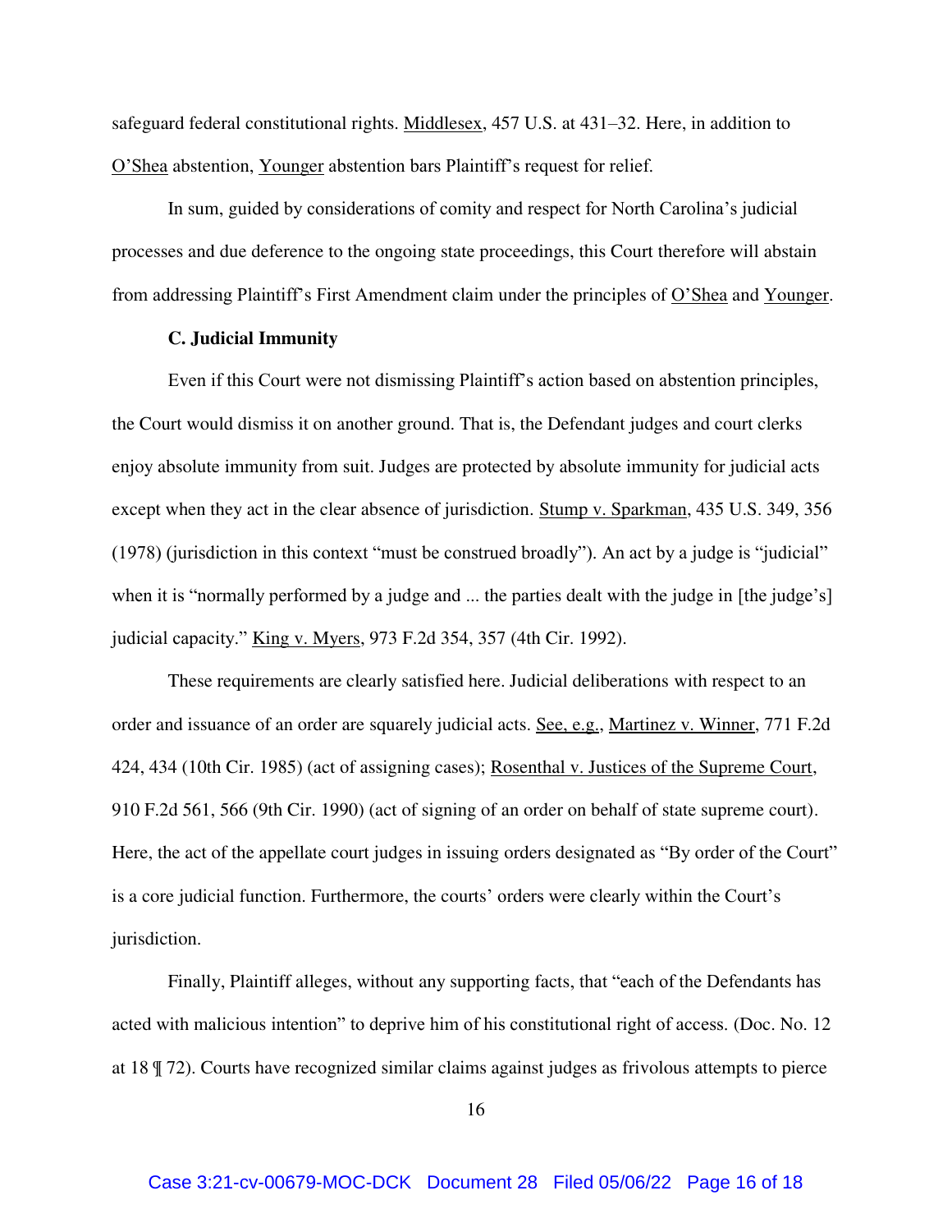safeguard federal constitutional rights. Middlesex, 457 U.S. at 431–32. Here, in addition to O'Shea abstention, Younger abstention bars Plaintiff's request for relief.

In sum, guided by considerations of comity and respect for North Carolina's judicial processes and due deference to the ongoing state proceedings, this Court therefore will abstain from addressing Plaintiff's First Amendment claim under the principles of O'Shea and Younger.

**C. Judicial Immunity**

Even if this Court were not dismissing Plaintiff's action based on abstention principles, the Court would dismiss it on another ground. That is, the Defendant judges and court clerks enjoy absolute immunity from suit. Judges are protected by absolute immunity for judicial acts except when they act in the clear absence of jurisdiction. Stump v. Sparkman, 435 U.S. 349, 356 (1978) (jurisdiction in this context "must be construed broadly"). An act by a judge is "judicial" when it is "normally performed by a judge and ... the parties dealt with the judge in [the judge's] judicial capacity." King v. Myers, 973 F.2d 354, 357 (4th Cir. 1992).

These requirements are clearly satisfied here. Judicial deliberations with respect to an order and issuance of an order are squarely judicial acts. See, e.g., Martinez v. Winner, 771 F.2d 424, 434 (10th Cir. 1985) (act of assigning cases); Rosenthal v. Justices of the Supreme Court, 910 F.2d 561, 566 (9th Cir. 1990) (act of signing of an order on behalf of state supreme court). Here, the act of the appellate court judges in issuing orders designated as "By order of the Court" is a core judicial function. Furthermore, the courts' orders were clearly within the Court's jurisdiction.

Finally, Plaintiff alleges, without any supporting facts, that "each of the Defendants has acted with malicious intention" to deprive him of his constitutional right of access. (Doc. No. 12 at 18 ¶ 72). Courts have recognized similar claims against judges as frivolous attempts to pierce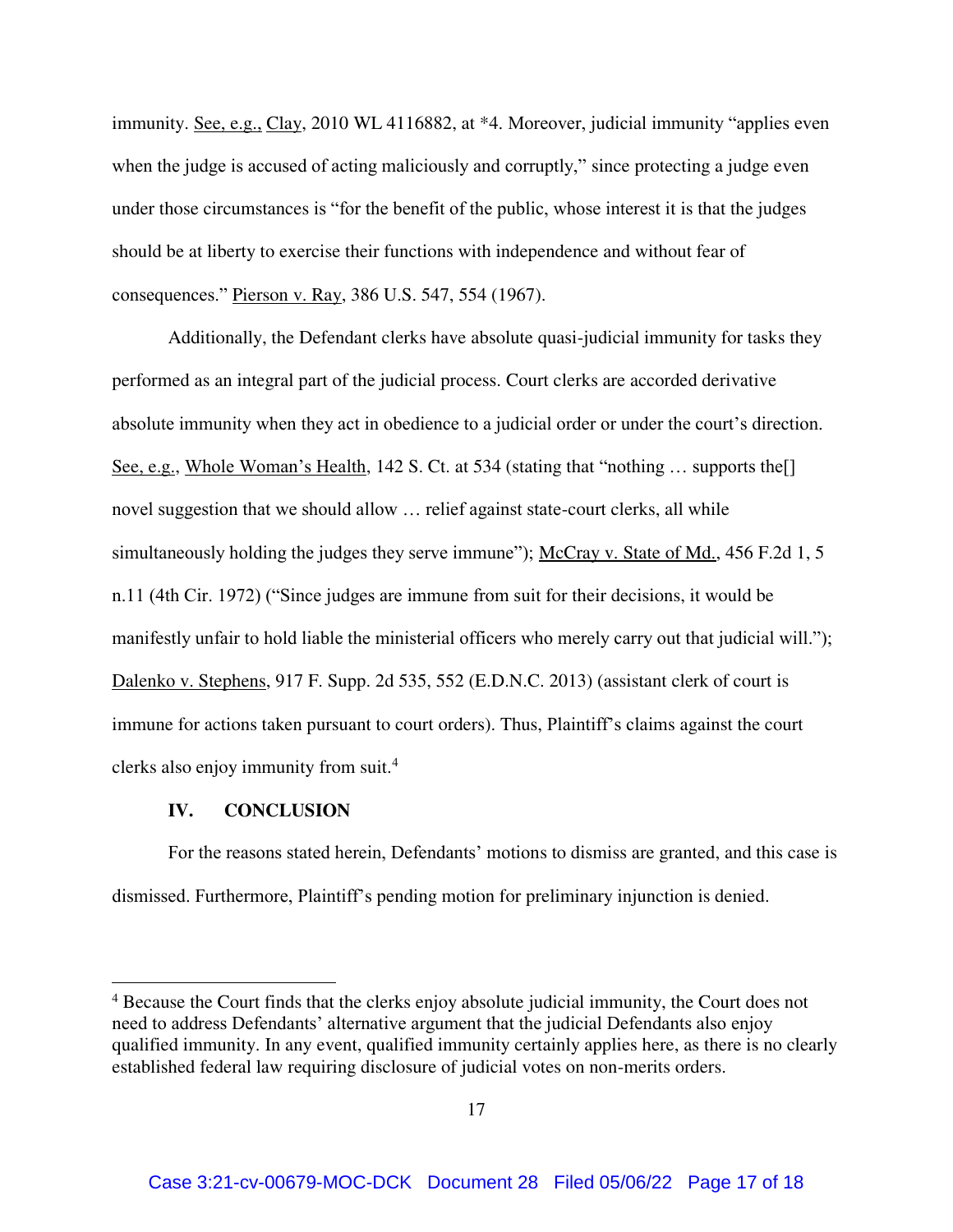immunity. See, e.g., Clay, 2010 WL 4116882, at *4. Moreover, judicial immunity "applies even when the judge is accused of acting maliciously and corruptly," since protecting a judge even under those circumstances is "for the benefit of the public, whose interest it is that the judges should be at liberty to exercise their functions with independence and without fear of consequences." Pierson v. Ray, 386 U.S. 547, 554 (1967).

Additionally, the Defendant clerks have absolute quasi-judicial immunity for tasks they performed as an integral part of the judicial process. Court clerks are accorded derivative absolute immunity when they act in obedience to a judicial order or under the court's direction. See, e.g., Whole Woman's Health, 142 S. Ct. at 534 (stating that "nothing … supports the[] novel suggestion that we should allow … relief against state-court clerks, all while simultaneously holding the judges they serve immune"); McCray v. State of Md., 456 F.2d 1, 5 n.11 (4th Cir. 1972) ("Since judges are immune from suit for their decisions, it would be manifestly unfair to hold liable the ministerial officers who merely carry out that judicial will."); Dalenko v. Stephens, 917 F. Supp. 2d 535, 552 (E.D.N.C. 2013) (assistant clerk of court is immune for actions taken pursuant to court orders). Thus, Plaintiff's claims against the court clerks also enjoy immunity from suit.[4]

## IV. CONCLUSION

For the reasons stated herein, Defendants' motions to dismiss are granted, and this case is dismissed. Furthermore, Plaintiff's pending motion for preliminary injunction is denied.

---

[4] Because the Court finds that the clerks enjoy absolute judicial immunity, the Court does not need to address Defendants' alternative argument that the judicial Defendants also enjoy qualified immunity. In any event, qualified immunity certainly applies here, as there is no clearly established federal law requiring disclosure of judicial votes on non-merits orders.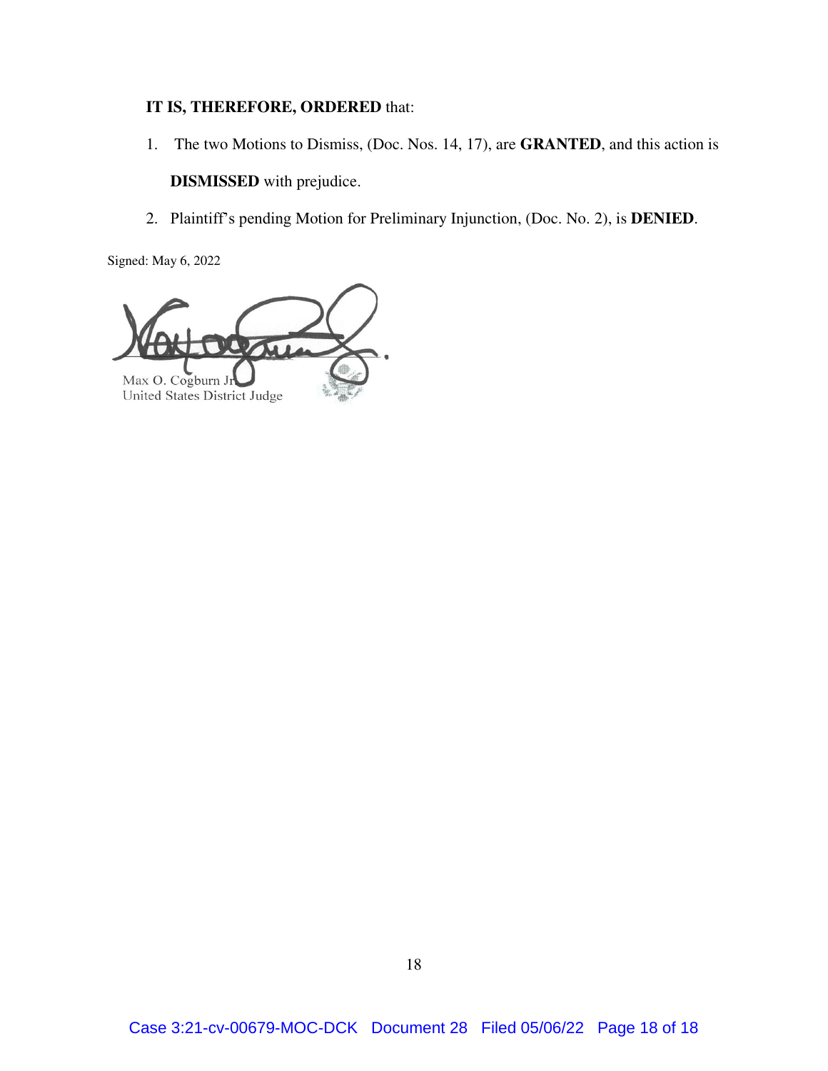**IT IS, THEREFORE, ORDERED** that:

1. The two Motions to Dismiss, (Doc. Nos. 14, 17), are **GRANTED**, and this action is **DISMISSED** with prejudice.
2. Plaintiff's pending Motion for Preliminary Injunction, (Doc. No. 2), is **DENIED**.

Signed: May 6, 2022

Max O. Cogburn Jr
United States District Judge